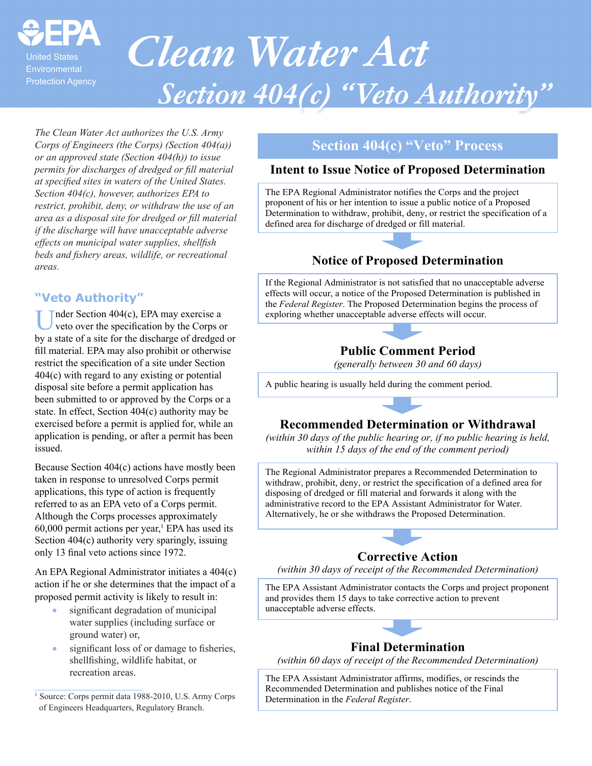United States Environmental Protection Agency

# Clean Water Act

## Section 404(c) "Veto Authority"

*The Clean Water Act authorizes the U.S. Army Corps of Engineers (the Corps) (Section 404(a)) or an approved state (Section 404(h)) to issue permits for discharges of dredged or fill material at specified sites in waters of the United States. Section 404(c), however, authorizes EPA to restrict, prohibit, deny, or withdraw the use of an area as a disposal site for dredged or fill material if the discharge will have unacceptable adverse effects on municipal water supplies, shellfish beds and fishery areas, wildlife, or recreational areas.*

### "Veto Authority"

Under Section 404(c), EPA may exercise a veto over the specification by the Corps or by a state of a site for the discharge of dredged or fill material. EPA may also prohibit or otherwise restrict the specification of a site under Section 404(c) with regard to any existing or potential disposal site before a permit application has been submitted to or approved by the Corps or a state. In effect, Section 404(c) authority may be exercised before a permit is applied for, while an application is pending, or after a permit has been issued.

Because Section 404(c) actions have mostly been taken in response to unresolved Corps permit applications, this type of action is frequently referred to as an EPA veto of a Corps permit. Although the Corps processes approximately 60,000 permit actions per year,[1] EPA has used its Section 404(c) authority very sparingly, issuing only 13 final veto actions since 1972.

An EPA Regional Administrator initiates a 404(c) action if he or she determines that the impact of a proposed permit activity is likely to result in:

- significant degradation of municipal water supplies (including surface or ground water) or,
- significant loss of or damage to fisheries, shellfishing, wildlife habitat, or recreation areas.

[1] Source: Corps permit data 1988-2010, U.S. Army Corps of Engineers Headquarters, Regulatory Branch.

### Section 404(c) "Veto" Process

#### Intent to Issue Notice of Proposed Determination

The EPA Regional Administrator notifies the Corps and the project proponent of his or her intention to issue a public notice of a Proposed Determination to withdraw, prohibit, deny, or restrict the specification of a defined area for discharge of dredged or fill material.

#### Notice of Proposed Determination

If the Regional Administrator is not satisfied that no unacceptable adverse effects will occur, a notice of the Proposed Determination is published in the *Federal Register*. The Proposed Determination begins the process of exploring whether unacceptable adverse effects will occur.

#### Public Comment Period

*(generally between 30 and 60 days)*

A public hearing is usually held during the comment period.

#### Recommended Determination or Withdrawal

*(within 30 days of the public hearing or, if no public hearing is held, within 15 days of the end of the comment period)*

The Regional Administrator prepares a Recommended Determination to withdraw, prohibit, deny, or restrict the specification of a defined area for disposing of dredged or fill material and forwards it along with the administrative record to the EPA Assistant Administrator for Water. Alternatively, he or she withdraws the Proposed Determination.

#### Corrective Action

*(within 30 days of receipt of the Recommended Determination)*

The EPA Assistant Administrator contacts the Corps and project proponent and provides them 15 days to take corrective action to prevent unacceptable adverse effects.

#### Final Determination

*(within 60 days of receipt of the Recommended Determination)*

The EPA Assistant Administrator affirms, modifies, or rescinds the Recommended Determination and publishes notice of the Final Determination in the *Federal Register*.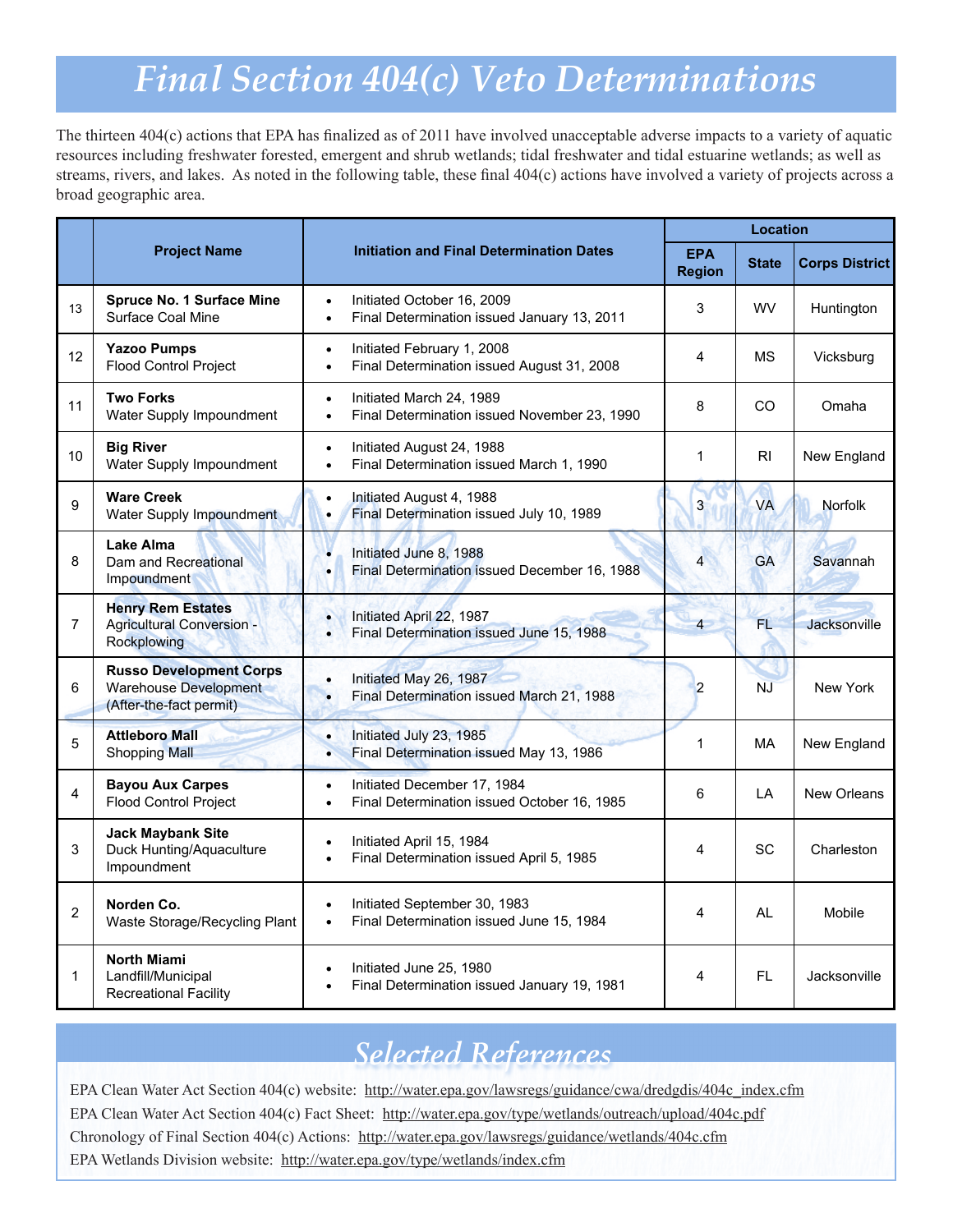# Final Section 404(c) Veto Determinations

The thirteen 404(c) actions that EPA has finalized as of 2011 have involved unacceptable adverse impacts to a variety of aquatic resources including freshwater forested, emergent and shrub wetlands; tidal freshwater and tidal estuarine wetlands; as well as streams, rivers, and lakes. As noted in the following table, these final 404(c) actions have involved a variety of projects across a broad geographic area.

| | Project Name | Initiation and Final Determination Dates | Location | | |
|---|---|---|---|---|---|
| | | | EPA Region | State | Corps District |
| 13 | **Spruce No. 1 Surface Mine** Surface Coal Mine | • Initiated October 16, 2009 • Final Determination issued January 13, 2011 | 3 | WV | Huntington |
| 12 | **Yazoo Pumps** Flood Control Project | • Initiated February 1, 2008 • Final Determination issued August 31, 2008 | 4 | MS | Vicksburg |
| 11 | **Two Forks** Water Supply Impoundment | • Initiated March 24, 1989 • Final Determination issued November 23, 1990 | 8 | CO | Omaha |
| 10 | **Big River** Water Supply Impoundment | • Initiated August 24, 1988 • Final Determination issued March 1, 1990 | 1 | RI | New England |
| 9 | **Ware Creek** Water Supply Impoundment | • Initiated August 4, 1988 • Final Determination issued July 10, 1989 | 3 | VA | Norfolk |
| 8 | **Lake Alma** Dam and Recreational Impoundment | • Initiated June 8, 1988 • Final Determination issued December 16, 1988 | 4 | GA | Savannah |
| 7 | **Henry Rem Estates** Agricultural Conversion - Rockplowing | • Initiated April 22, 1987 • Final Determination issued June 15, 1988 | 4 | FL | Jacksonville |
| 6 | **Russo Development Corps** Warehouse Development (After-the-fact permit) | • Initiated May 26, 1987 • Final Determination issued March 21, 1988 | 2 | NJ | New York |
| 5 | **Attleboro Mall** Shopping Mall | • Initiated July 23, 1985 • Final Determination issued May 13, 1986 | 1 | MA | New England |
| 4 | **Bayou Aux Carpes** Flood Control Project | • Initiated December 17, 1984 • Final Determination issued October 16, 1985 | 6 | LA | New Orleans |
| 3 | **Jack Maybank Site** Duck Hunting/Aquaculture Impoundment | • Initiated April 15, 1984 • Final Determination issued April 5, 1985 | 4 | SC | Charleston |
| 2 | **Norden Co.** Waste Storage/Recycling Plant | • Initiated September 30, 1983 • Final Determination issued June 15, 1984 | 4 | AL | Mobile |
| 1 | **North Miami** Landfill/Municipal Recreational Facility | • Initiated June 25, 1980 • Final Determination issued January 19, 1981 | 4 | FL | Jacksonville |

## Selected References

EPA Clean Water Act Section 404(c) website: http://water.epa.gov/lawsregs/guidance/cwa/dredgdis/404c_index.cfm

EPA Clean Water Act Section 404(c) Fact Sheet: http://water.epa.gov/type/wetlands/outreach/upload/404c.pdf

Chronology of Final Section 404(c) Actions: http://water.epa.gov/lawsregs/guidance/wetlands/404c.cfm

EPA Wetlands Division website: http://water.epa.gov/type/wetlands/index.cfm